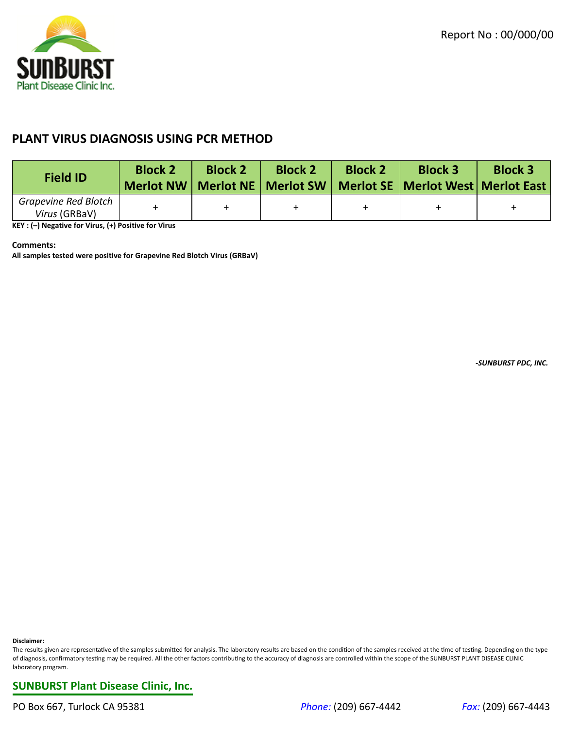SUNBURST Plant Disease Clinic Inc.

Report No : 00/000/00

## PLANT VIRUS DIAGNOSIS USING PCR METHOD

| Field ID | Block 2 Merlot NW | Block 2 Merlot NE | Block 2 Merlot SW | Block 2 Merlot SE | Block 3 Merlot West | Block 3 Merlot East |
|---|---|---|---|---|---|---|
| *Grapevine Red Blotch Virus* (GRBaV) | + | + | + | + | + | + |

**KEY : (–) Negative for Virus, (+) Positive for Virus**

**Comments:**

**All samples tested were positive for Grapevine Red Blotch Virus (GRBaV)**

***-SUNBURST PDC, INC.***

**Disclaimer:**

The results given are representative of the samples submitted for analysis. The laboratory results are based on the condition of the samples received at the time of testing. Depending on the type of diagnosis, confirmatory testing may be required. All the other factors contributing to the accuracy of diagnosis are controlled within the scope of the SUNBURST PLANT DISEASE CLINIC laboratory program.

**SUNBURST Plant Disease Clinic, Inc.**

PO Box 667, Turlock CA 95381 *Phone:* (209) 667-4442 *Fax:* (209) 667-4443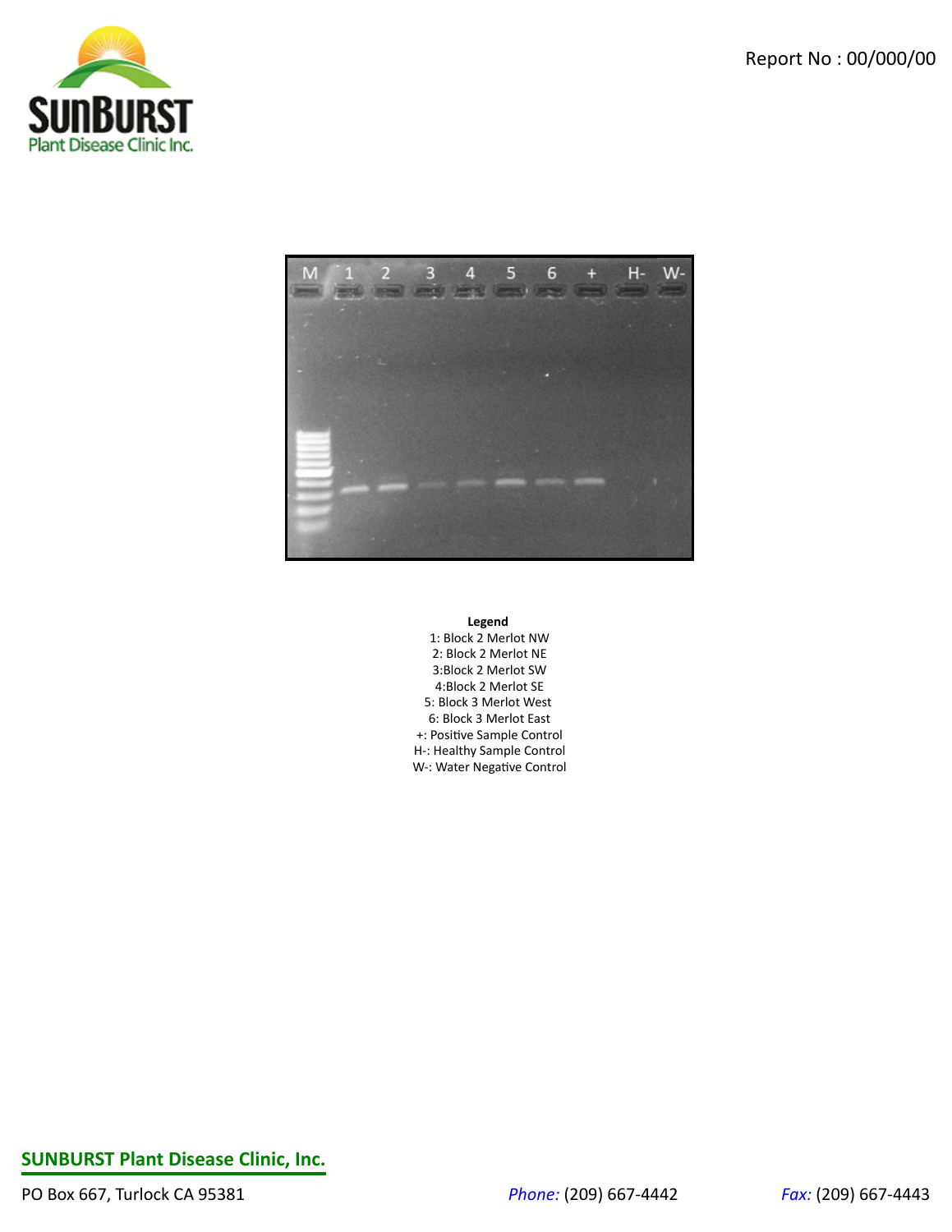Report No : 00/000/00

M 1 2 3 4 5 6 + H- W-

**Legend**

1: Block 2 Merlot NW
2: Block 2 Merlot NE
3:Block 2 Merlot SW
4:Block 2 Merlot SE
5: Block 3 Merlot West
6: Block 3 Merlot East
+: Positive Sample Control
H-: Healthy Sample Control
W-: Water Negative Control

**SUNBURST Plant Disease Clinic, Inc.**

PO Box 667, Turlock CA 95381 *Phone:* (209) 667-4442 *Fax:* (209) 667-4443